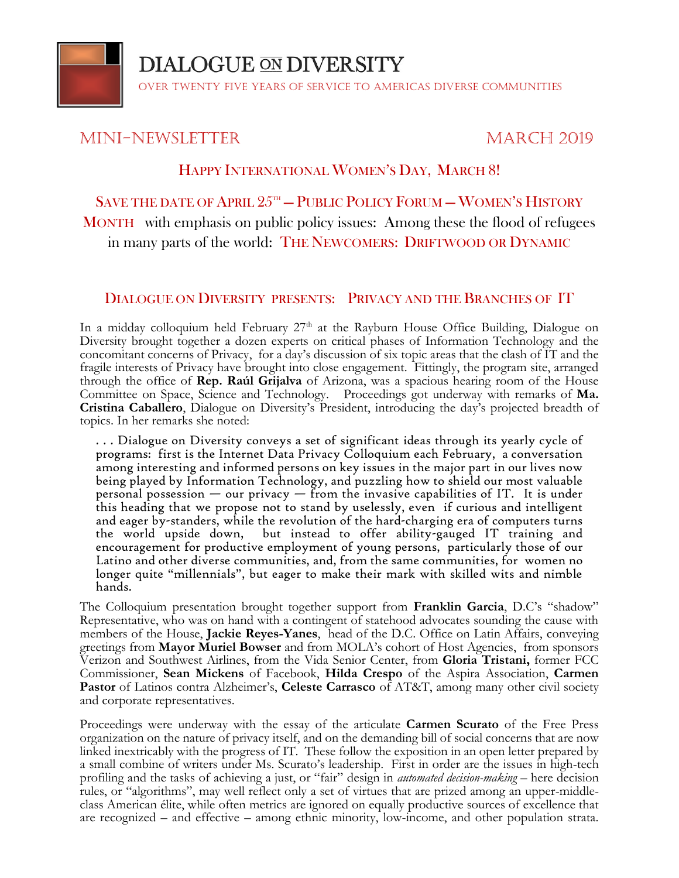# DIALOGUE ON DIVERSITY

OVER TWENTY FIVE YEARS OF SERVICE TO AMERICAS DIVERSE COMMUNITIES

## MINI-NEWSLETTER MARCH 2019

### HAPPY INTERNATIONAL WOMEN'S DAY, MARCH 8!

SAVE THE DATE OF APRIL 25TH — PUBLIC POLICY FORUM — WOMEN'S HISTORY MONTH with emphasis on public policy issues: Among these the flood of refugees in many parts of the world: THE NEWCOMERS: DRIFTWOOD OR DYNAMIC

### DIALOGUE ON DIVERSITY PRESENTS: PRIVACY AND THE BRANCHES OF IT

In a midday colloquium held February 27th at the Rayburn House Office Building, Dialogue on Diversity brought together a dozen experts on critical phases of Information Technology and the concomitant concerns of Privacy, for a day's discussion of six topic areas that the clash of IT and the fragile interests of Privacy have brought into close engagement. Fittingly, the program site, arranged through the office of **Rep. Raúl Grijalva** of Arizona, was a spacious hearing room of the House Committee on Space, Science and Technology. Proceedings got underway with remarks of **Ma. Cristina Caballero**, Dialogue on Diversity's President, introducing the day's projected breadth of topics. In her remarks she noted:

> . . . Dialogue on Diversity conveys a set of significant ideas through its yearly cycle of programs: first is the Internet Data Privacy Colloquium each February, a conversation among interesting and informed persons on key issues in the major part in our lives now being played by Information Technology, and puzzling how to shield our most valuable personal possession — our privacy — from the invasive capabilities of IT. It is under this heading that we propose not to stand by uselessly, even if curious and intelligent and eager by-standers, while the revolution of the hard-charging era of computers turns the world upside down, but instead to offer ability-gauged IT training and encouragement for productive employment of young persons, particularly those of our Latino and other diverse communities, and, from the same communities, for women no longer quite "millennials", but eager to make their mark with skilled wits and nimble hands.

The Colloquium presentation brought together support from **Franklin Garcia**, D.C's "shadow" Representative, who was on hand with a contingent of statehood advocates sounding the cause with members of the House, **Jackie Reyes-Yanes**, head of the D.C. Office on Latin Affairs, conveying greetings from **Mayor Muriel Bowser** and from MOLA's cohort of Host Agencies, from sponsors Verizon and Southwest Airlines, from the Vida Senior Center, from **Gloria Tristani,** former FCC Commissioner, **Sean Mickens** of Facebook, **Hilda Crespo** of the Aspira Association, **Carmen Pastor** of Latinos contra Alzheimer's, **Celeste Carrasco** of AT&T, among many other civil society and corporate representatives.

Proceedings were underway with the essay of the articulate **Carmen Scurato** of the Free Press organization on the nature of privacy itself, and on the demanding bill of social concerns that are now linked inextricably with the progress of IT. These follow the exposition in an open letter prepared by a small combine of writers under Ms. Scurato's leadership. First in order are the issues in high-tech profiling and the tasks of achieving a just, or "fair" design in *automated decision-making* – here decision rules, or "algorithms", may well reflect only a set of virtues that are prized among an upper-middle-class American élite, while often metrics are ignored on equally productive sources of excellence that are recognized – and effective – among ethnic minority, low-income, and other population strata.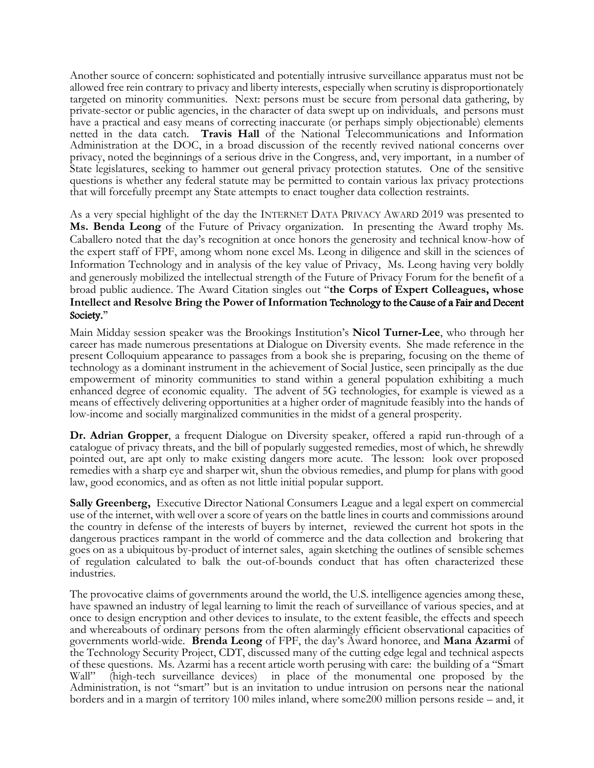Another source of concern: sophisticated and potentially intrusive surveillance apparatus must not be allowed free rein contrary to privacy and liberty interests, especially when scrutiny is disproportionately targeted on minority communities. Next: persons must be secure from personal data gathering, by private-sector or public agencies, in the character of data swept up on individuals, and persons must have a practical and easy means of correcting inaccurate (or perhaps simply objectionable) elements netted in the data catch. **Travis Hall** of the National Telecommunications and Information Administration at the DOC, in a broad discussion of the recently revived national concerns over privacy, noted the beginnings of a serious drive in the Congress, and, very important, in a number of State legislatures, seeking to hammer out general privacy protection statutes. One of the sensitive questions is whether any federal statute may be permitted to contain various lax privacy protections that will forcefully preempt any State attempts to enact tougher data collection restraints.

As a very special highlight of the day the INTERNET DATA PRIVACY AWARD 2019 was presented to **Ms. Benda Leong** of the Future of Privacy organization. In presenting the Award trophy Ms. Caballero noted that the day's recognition at once honors the generosity and technical know-how of the expert staff of FPF, among whom none excel Ms. Leong in diligence and skill in the sciences of Information Technology and in analysis of the key value of Privacy, Ms. Leong having very boldly and generously mobilized the intellectual strength of the Future of Privacy Forum for the benefit of a broad public audience. The Award Citation singles out "**the Corps of Expert Colleagues, whose Intellect and Resolve Bring the Power of Information Technology to the Cause of a Fair and Decent Society.**"

Main Midday session speaker was the Brookings Institution's **Nicol Turner-Lee**, who through her career has made numerous presentations at Dialogue on Diversity events. She made reference in the present Colloquium appearance to passages from a book she is preparing, focusing on the theme of technology as a dominant instrument in the achievement of Social Justice, seen principally as the due empowerment of minority communities to stand within a general population exhibiting a much enhanced degree of economic equality. The advent of 5G technologies, for example is viewed as a means of effectively delivering opportunities at a higher order of magnitude feasibly into the hands of low-income and socially marginalized communities in the midst of a general prosperity.

**Dr. Adrian Gropper**, a frequent Dialogue on Diversity speaker, offered a rapid run-through of a catalogue of privacy threats, and the bill of popularly suggested remedies, most of which, he shrewdly pointed out, are apt only to make existing dangers more acute. The lesson: look over proposed remedies with a sharp eye and sharper wit, shun the obvious remedies, and plump for plans with good law, good economics, and as often as not little initial popular support.

**Sally Greenberg,** Executive Director National Consumers League and a legal expert on commercial use of the internet, with well over a score of years on the battle lines in courts and commissions around the country in defense of the interests of buyers by internet, reviewed the current hot spots in the dangerous practices rampant in the world of commerce and the data collection and brokering that goes on as a ubiquitous by-product of internet sales, again sketching the outlines of sensible schemes of regulation calculated to balk the out-of-bounds conduct that has often characterized these industries.

The provocative claims of governments around the world, the U.S. intelligence agencies among these, have spawned an industry of legal learning to limit the reach of surveillance of various species, and at once to design encryption and other devices to insulate, to the extent feasible, the effects and speech and whereabouts of ordinary persons from the often alarmingly efficient observational capacities of governments world-wide. **Brenda Leong** of FPF, the day's Award honoree, and **Mana Azarmi** of the Technology Security Project, CDT, discussed many of the cutting edge legal and technical aspects of these questions. Ms. Azarmi has a recent article worth perusing with care: the building of a "Smart Wall" (high-tech surveillance devices) in place of the monumental one proposed by the Administration, is not "smart" but is an invitation to undue intrusion on persons near the national borders and in a margin of territory 100 miles inland, where some200 million persons reside – and, it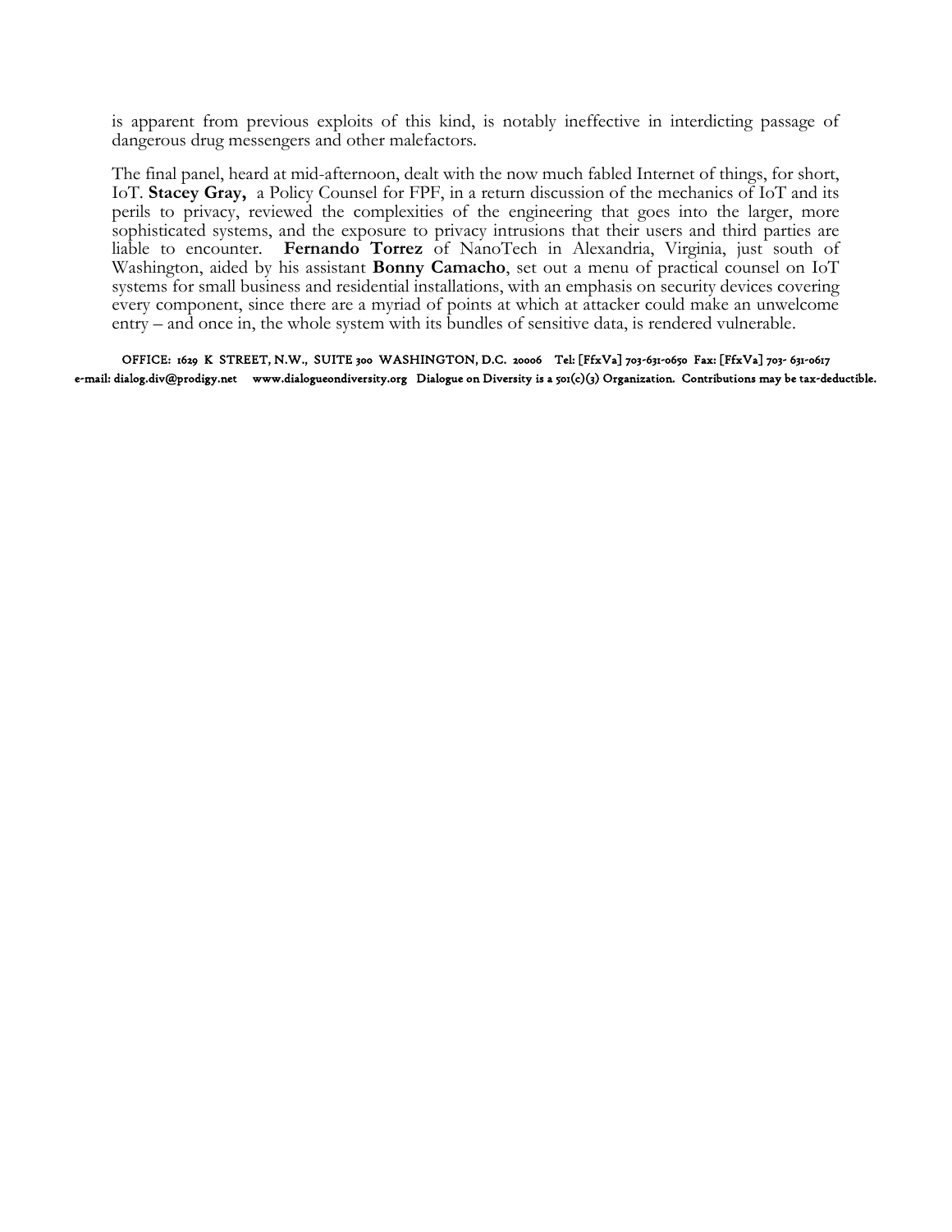is apparent from previous exploits of this kind, is notably ineffective in interdicting passage of dangerous drug messengers and other malefactors.

The final panel, heard at mid-afternoon, dealt with the now much fabled Internet of things, for short, IoT. **Stacey Gray,** a Policy Counsel for FPF, in a return discussion of the mechanics of IoT and its perils to privacy, reviewed the complexities of the engineering that goes into the larger, more sophisticated systems, and the exposure to privacy intrusions that their users and third parties are liable to encounter. **Fernando Torrez** of NanoTech in Alexandria, Virginia, just south of Washington, aided by his assistant **Bonny Camacho**, set out a menu of practical counsel on IoT systems for small business and residential installations, with an emphasis on security devices covering every component, since there are a myriad of points at which at attacker could make an unwelcome entry – and once in, the whole system with its bundles of sensitive data, is rendered vulnerable.